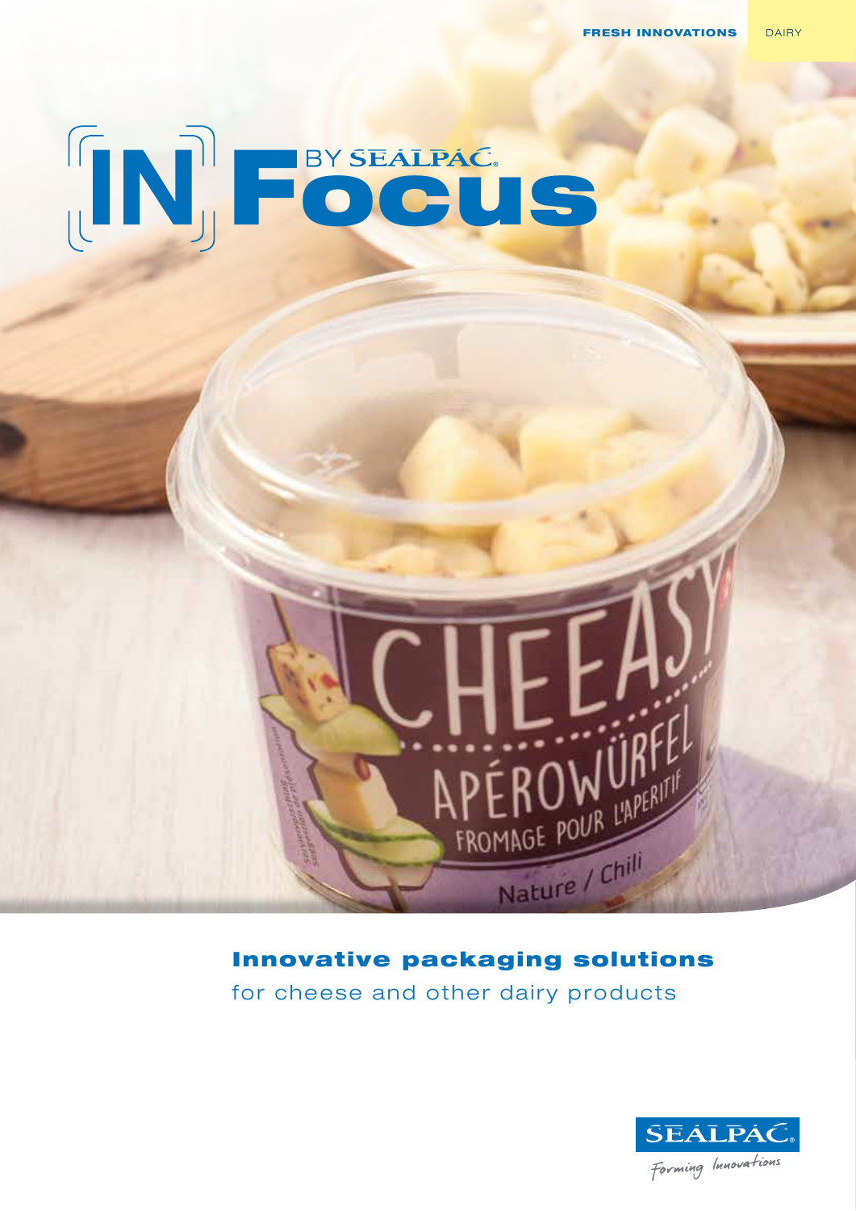FRESH INNOVATIONS DAIRY

# IN Focus BY SEALPAC

## Innovative packaging solutions

for cheese and other dairy products

SEALPAC

Forming Innovations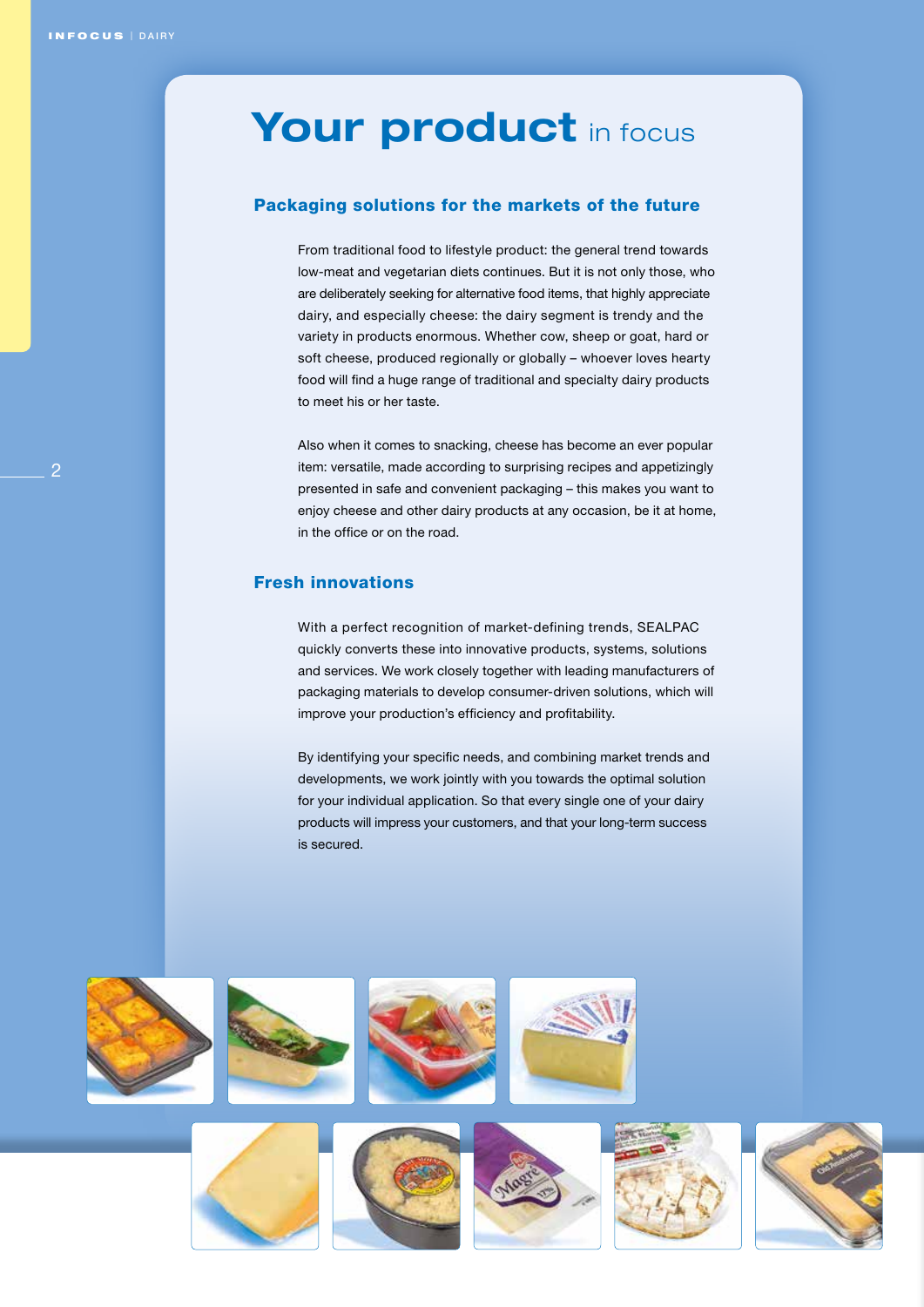# Your product in focus

## Packaging solutions for the markets of the future

From traditional food to lifestyle product: the general trend towards low-meat and vegetarian diets continues. But it is not only those, who are deliberately seeking for alternative food items, that highly appreciate dairy, and especially cheese: the dairy segment is trendy and the variety in products enormous. Whether cow, sheep or goat, hard or soft cheese, produced regionally or globally – whoever loves hearty food will find a huge range of traditional and specialty dairy products to meet his or her taste.

Also when it comes to snacking, cheese has become an ever popular item: versatile, made according to surprising recipes and appetizingly presented in safe and convenient packaging – this makes you want to enjoy cheese and other dairy products at any occasion, be it at home, in the office or on the road.

## Fresh innovations

With a perfect recognition of market-defining trends, SEALPAC quickly converts these into innovative products, systems, solutions and services. We work closely together with leading manufacturers of packaging materials to develop consumer-driven solutions, which will improve your production's efficiency and profitability.

By identifying your specific needs, and combining market trends and developments, we work jointly with you towards the optimal solution for your individual application. So that every single one of your dairy products will impress your customers, and that your long-term success is secured.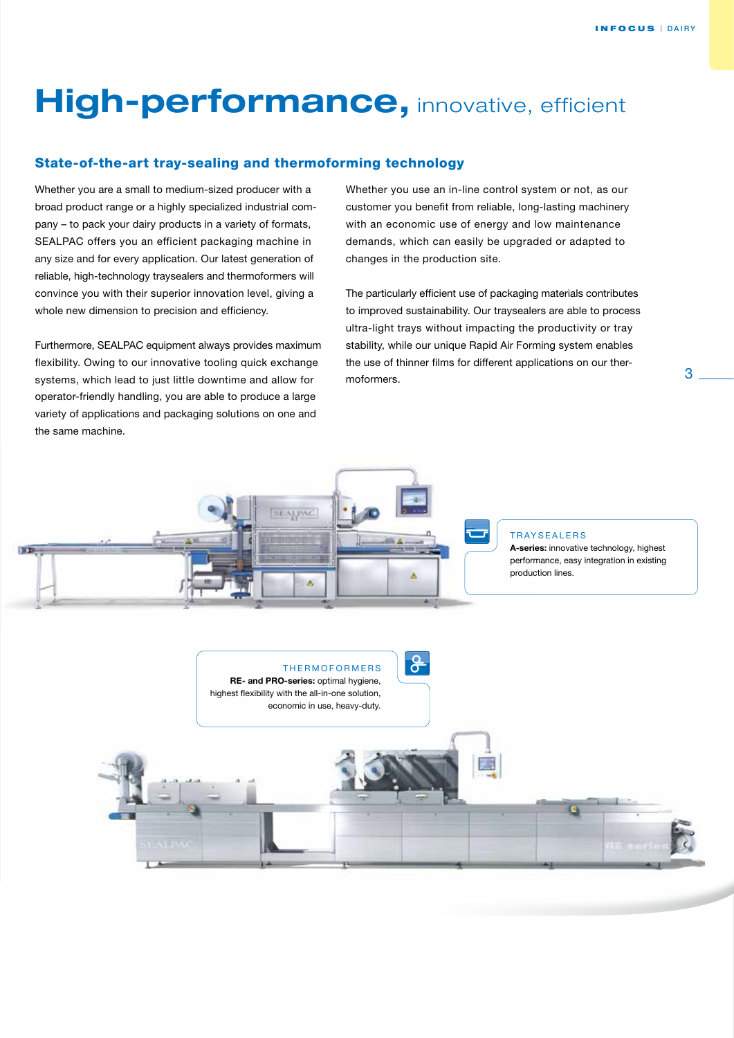# **High-performance,** innovative, efficient

## State-of-the-art tray-sealing and thermoforming technology

Whether you are a small to medium-sized producer with a broad product range or a highly specialized industrial company – to pack your dairy products in a variety of formats, SEALPAC offers you an efficient packaging machine in any size and for every application. Our latest generation of reliable, high-technology traysealers and thermoformers will convince you with their superior innovation level, giving a whole new dimension to precision and efficiency.

Furthermore, SEALPAC equipment always provides maximum flexibility. Owing to our innovative tooling quick exchange systems, which lead to just little downtime and allow for operator-friendly handling, you are able to produce a large variety of applications and packaging solutions on one and the same machine.

Whether you use an in-line control system or not, as our customer you benefit from reliable, long-lasting machinery with an economic use of energy and low maintenance demands, which can easily be upgraded or adapted to changes in the production site.

The particularly efficient use of packaging materials contributes to improved sustainability. Our traysealers are able to process ultra-light trays without impacting the productivity or tray stability, while our unique Rapid Air Forming system enables the use of thinner films for different applications on our thermoformers.

TRAYSEALERS
**A-series:** innovative technology, highest performance, easy integration in existing production lines.

THERMOFORMERS
**RE- and PRO-series:** optimal hygiene, highest flexibility with the all-in-one solution, economic in use, heavy-duty.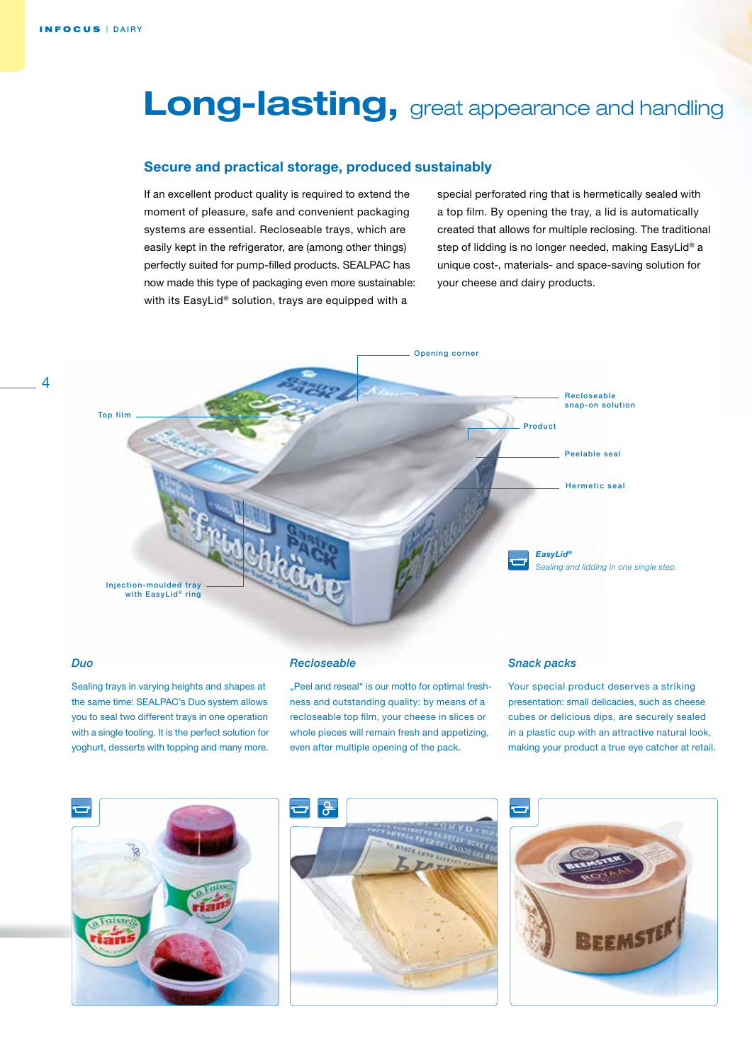# Long-lasting, great appearance and handling

## Secure and practical storage, produced sustainably

If an excellent product quality is required to extend the moment of pleasure, safe and convenient packaging systems are essential. Recloseable trays, which are easily kept in the refrigerator, are (among other things) perfectly suited for pump-filled products. SEALPAC has now made this type of packaging even more sustainable: with its EasyLid® solution, trays are equipped with a special perforated ring that is hermetically sealed with a top film. By opening the tray, a lid is automatically created that allows for multiple reclosing. The traditional step of lidding is no longer needed, making EasyLid® a unique cost-, materials- and space-saving solution for your cheese and dairy products.

Opening corner

Top film

Recloseable snap-on solution

Product

Peelable seal

Hermetic seal

Injection-moulded tray with EasyLid® ring

***EasyLid®***
*Sealing and lidding in one single step.*

### *Duo*

Sealing trays in varying heights and shapes at the same time: SEALPAC's Duo system allows you to seal two different trays in one operation with a single tooling. It is the perfect solution for yoghurt, desserts with topping and many more.

### *Recloseable*

„Peel and reseal" is our motto for optimal freshness and outstanding quality: by means of a recloseable top film, your cheese in slices or whole pieces will remain fresh and appetizing, even after multiple opening of the pack.

### *Snack packs*

Your special product deserves a striking presentation: small delicacies, such as cheese cubes or delicious dips, are securely sealed in a plastic cup with an attractive natural look, making your product a true eye catcher at retail.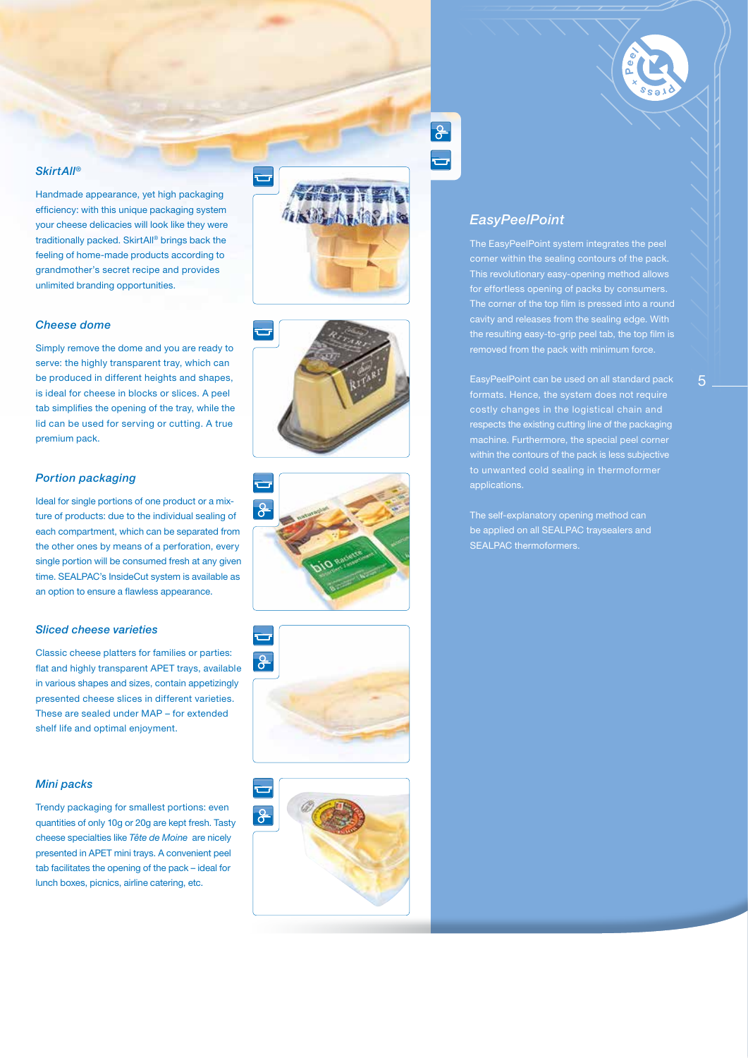### *SkirtAll®*

Handmade appearance, yet high packaging efficiency: with this unique packaging system your cheese delicacies will look like they were traditionally packed. SkirtAll® brings back the feeling of home-made products according to grandmother's secret recipe and provides unlimited branding opportunities.

### *Cheese dome*

Simply remove the dome and you are ready to serve: the highly transparent tray, which can be produced in different heights and shapes, is ideal for cheese in blocks or slices. A peel tab simplifies the opening of the tray, while the lid can be used for serving or cutting. A true premium pack.

### *Portion packaging*

Ideal for single portions of one product or a mixture of products: due to the individual sealing of each compartment, which can be separated from the other ones by means of a perforation, every single portion will be consumed fresh at any given time. SEALPAC's InsideCut system is available as an option to ensure a flawless appearance.

### *Sliced cheese varieties*

Classic cheese platters for families or parties: flat and highly transparent APET trays, available in various shapes and sizes, contain appetizingly presented cheese slices in different varieties. These are sealed under MAP – for extended shelf life and optimal enjoyment.

### *Mini packs*

Trendy packaging for smallest portions: even quantities of only 10g or 20g are kept fresh. Tasty cheese specialties like *Tête de Moine* are nicely presented in APET mini trays. A convenient peel tab facilitates the opening of the pack – ideal for lunch boxes, picnics, airline catering, etc.

### *EasyPeelPoint*

The EasyPeelPoint system integrates the peel corner within the sealing contours of the pack. This revolutionary easy-opening method allows for effortless opening of packs by consumers. The corner of the top film is pressed into a round cavity and releases from the sealing edge. With the resulting easy-to-grip peel tab, the top film is removed from the pack with minimum force.

EasyPeelPoint can be used on all standard pack formats. Hence, the system does not require costly changes in the logistical chain and respects the existing cutting line of the packaging machine. Furthermore, the special peel corner within the contours of the pack is less subjective to unwanted cold sealing in thermoformer applications.

The self-explanatory opening method can be applied on all SEALPAC traysealers and SEALPAC thermoformers.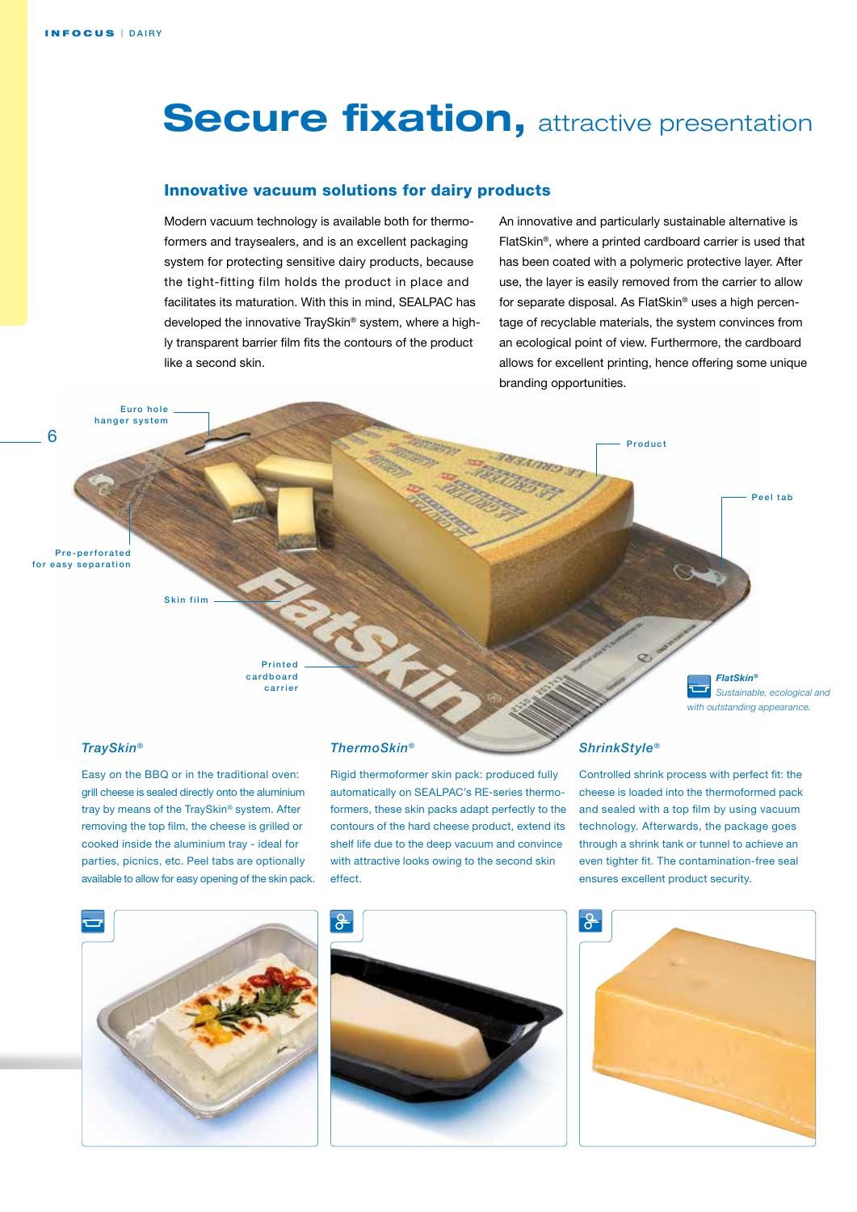# Secure fixation, attractive presentation

## Innovative vacuum solutions for dairy products

Modern vacuum technology is available both for thermoformers and traysealers, and is an excellent packaging system for protecting sensitive dairy products, because the tight-fitting film holds the product in place and facilitates its maturation. With this in mind, SEALPAC has developed the innovative TraySkin® system, where a highly transparent barrier film fits the contours of the product like a second skin.

An innovative and particularly sustainable alternative is FlatSkin®, where a printed cardboard carrier is used that has been coated with a polymeric protective layer. After use, the layer is easily removed from the carrier to allow for separate disposal. As FlatSkin® uses a high percentage of recyclable materials, the system convinces from an ecological point of view. Furthermore, the cardboard allows for excellent printing, hence offering some unique branding opportunities.

Euro hole hanger system

Product

Peel tab

Pre-perforated for easy separation

Skin film

Printed cardboard carrier

*FlatSkin®*
*Sustainable, ecological and with outstanding appearance.*

### *TraySkin®*

Easy on the BBQ or in the traditional oven: grill cheese is sealed directly onto the aluminium tray by means of the TraySkin® system. After removing the top film, the cheese is grilled or cooked inside the aluminium tray - ideal for parties, picnics, etc. Peel tabs are optionally available to allow for easy opening of the skin pack.

### *ThermoSkin®*

Rigid thermoformer skin pack: produced fully automatically on SEALPAC's RE-series thermoformers, these skin packs adapt perfectly to the contours of the hard cheese product, extend its shelf life due to the deep vacuum and convince with attractive looks owing to the second skin effect.

### *ShrinkStyle®*

Controlled shrink process with perfect fit: the cheese is loaded into the thermoformed pack and sealed with a top film by using vacuum technology. Afterwards, the package goes through a shrink tank or tunnel to achieve an even tighter fit. The contamination-free seal ensures excellent product security.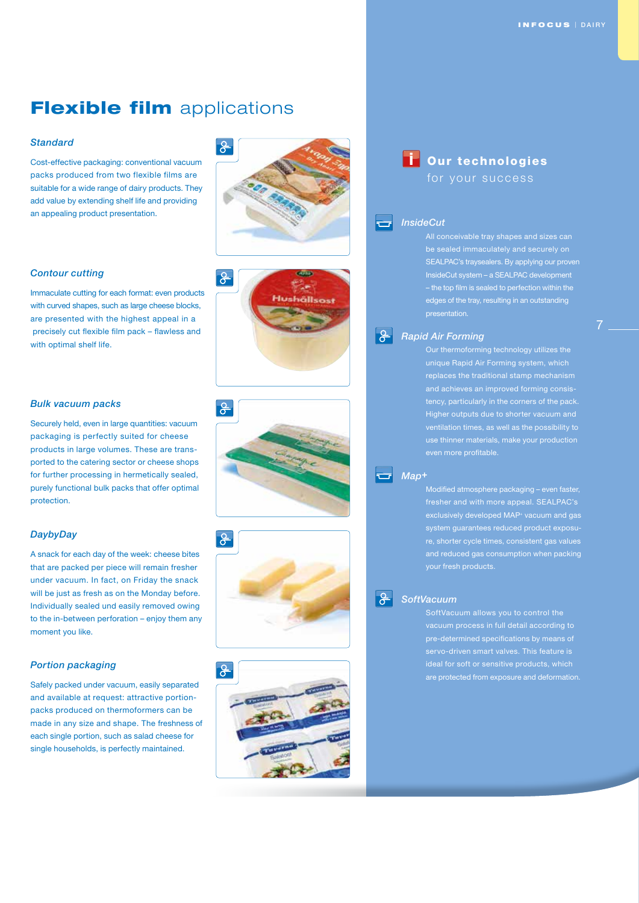# **Flexible film** applications

### *Standard*

Cost-effective packaging: conventional vacuum packs produced from two flexible films are suitable for a wide range of dairy products. They add value by extending shelf life and providing an appealing product presentation.

### *Contour cutting*

Immaculate cutting for each format: even products with curved shapes, such as large cheese blocks, are presented with the highest appeal in a precisely cut flexible film pack – flawless and with optimal shelf life.

### *Bulk vacuum packs*

Securely held, even in large quantities: vacuum packaging is perfectly suited for cheese products in large volumes. These are transported to the catering sector or cheese shops for further processing in hermetically sealed, purely functional bulk packs that offer optimal protection.

### *DaybyDay*

A snack for each day of the week: cheese bites that are packed per piece will remain fresher under vacuum. In fact, on Friday the snack will be just as fresh as on the Monday before. Individually sealed und easily removed owing to the in-between perforation – enjoy them any moment you like.

### *Portion packaging*

Safely packed under vacuum, easily separated and available at request: attractive portion-packs produced on thermoformers can be made in any size and shape. The freshness of each single portion, such as salad cheese for single households, is perfectly maintained.

## **Our technologies** for your success

### *InsideCut*

All conceivable tray shapes and sizes can be sealed immaculately and securely on SEALPAC's traysealers. By applying our proven InsideCut system – a SEALPAC development – the top film is sealed to perfection within the edges of the tray, resulting in an outstanding presentation.

### *Rapid Air Forming*

Our thermoforming technology utilizes the unique Rapid Air Forming system, which replaces the traditional stamp mechanism and achieves an improved forming consistency, particularly in the corners of the pack. Higher outputs due to shorter vacuum and ventilation times, as well as the possibility to use thinner materials, make your production even more profitable.

### *Map+*

Modified atmosphere packaging – even faster, fresher and with more appeal. SEALPAC's exclusively developed MAP+ vacuum and gas system guarantees reduced product exposure, shorter cycle times, consistent gas values and reduced gas consumption when packing your fresh products.

### *SoftVacuum*

SoftVacuum allows you to control the vacuum process in full detail according to pre-determined specifications by means of servo-driven smart valves. This feature is ideal for soft or sensitive products, which are protected from exposure and deformation.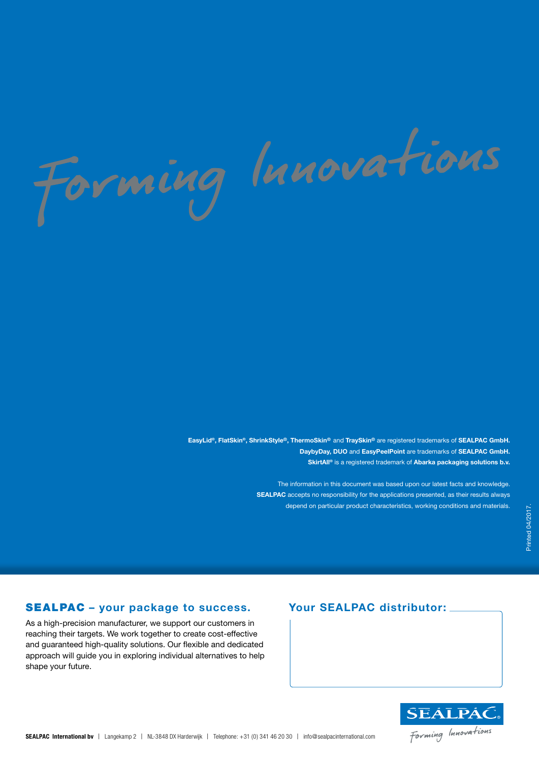Forming Innovations

**EasyLid®, FlatSkin®, ShrinkStyle®, ThermoSkin®** and **TraySkin®** are registered trademarks of **SEALPAC GmbH.**
**DaybyDay, DUO** and **EasyPeelPoint** are trademarks of **SEALPAC GmbH.**
**SkirtAll®** is a registered trademark of **Abarka packaging solutions b.v.**

The information in this document was based upon our latest facts and knowledge. **SEALPAC** accepts no responsibility for the applications presented, as their results always depend on particular product characteristics, working conditions and materials.

Printed 04/2017.

## SEALPAC – your package to success.

As a high-precision manufacturer, we support our customers in reaching their targets. We work together to create cost-effective and guaranteed high-quality solutions. Our flexible and dedicated approach will guide you in exploring individual alternatives to help shape your future.

## Your SEALPAC distributor:

SEALPAC Forming Innovations

**SEALPAC International bv** | Langekamp 2 | NL-3848 DX Harderwijk | Telephone: +31 (0) 341 46 20 30 | info@sealpacinternational.com